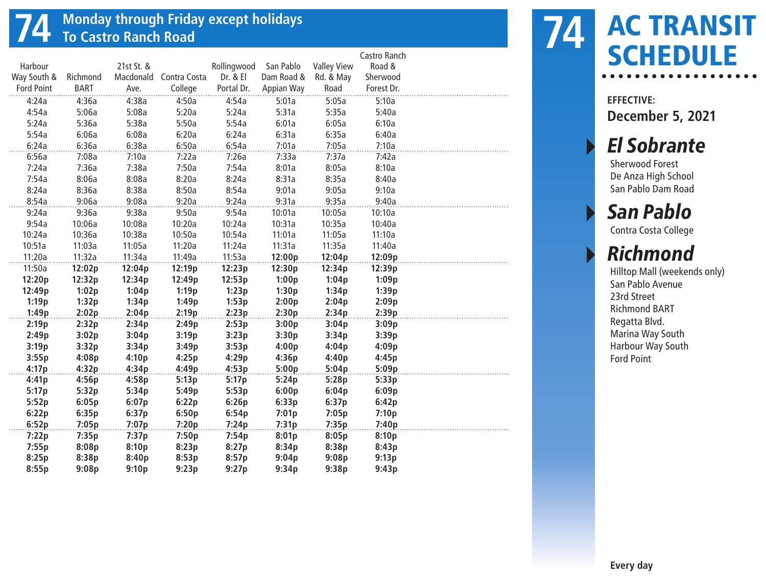# 74 Monday through Friday except holidays
## To Castro Ranch Road

| Harbour Way South & Ford Point | Richmond BART | 21st St. & Macdonald Ave. | Contra Costa College | Rollingwood Dr. & El Portal Dr. | San Pablo Dam Road & Appian Way | Valley View Rd. & May Road | Castro Ranch Road & Sherwood Forest Dr. |
|---|---|---|---|---|---|---|---|
| 4:24a | 4:36a | 4:38a | 4:50a | 4:54a | 5:01a | 5:05a | 5:10a |
| 4:54a | 5:06a | 5:08a | 5:20a | 5:24a | 5:31a | 5:35a | 5:40a |
| 5:24a | 5:36a | 5:38a | 5:50a | 5:54a | 6:01a | 6:05a | 6:10a |
| 5:54a | 6:06a | 6:08a | 6:20a | 6:24a | 6:31a | 6:35a | 6:40a |
| 6:24a | 6:36a | 6:38a | 6:50a | 6:54a | 7:01a | 7:05a | 7:10a |
| 6:56a | 7:08a | 7:10a | 7:22a | 7:26a | 7:33a | 7:37a | 7:42a |
| 7:24a | 7:36a | 7:38a | 7:50a | 7:54a | 8:01a | 8:05a | 8:10a |
| 7:54a | 8:06a | 8:08a | 8:20a | 8:24a | 8:31a | 8:35a | 8:40a |
| 8:24a | 8:36a | 8:38a | 8:50a | 8:54a | 9:01a | 9:05a | 9:10a |
| 8:54a | 9:06a | 9:08a | 9:20a | 9:24a | 9:31a | 9:35a | 9:40a |
| 9:24a | 9:36a | 9:38a | 9:50a | 9:54a | 10:01a | 10:05a | 10:10a |
| 9:54a | 10:06a | 10:08a | 10:20a | 10:24a | 10:31a | 10:35a | 10:40a |
| 10:24a | 10:36a | 10:38a | 10:50a | 10:54a | 11:01a | 11:05a | 11:10a |
| 10:51a | 11:03a | 11:05a | 11:20a | 11:24a | 11:31a | 11:35a | 11:40a |
| 11:20a | 11:32a | 11:34a | 11:49a | 11:53a | **12:00p** | **12:04p** | **12:09p** |
| 11:50a | **12:02p** | **12:04p** | **12:19p** | **12:23p** | **12:30p** | **12:34p** | **12:39p** |
| **12:20p** | **12:32p** | **12:34p** | **12:49p** | **12:53p** | **1:00p** | **1:04p** | **1:09p** |
| **12:49p** | **1:02p** | **1:04p** | **1:19p** | **1:23p** | **1:30p** | **1:34p** | **1:39p** |
| **1:19p** | **1:32p** | **1:34p** | **1:49p** | **1:53p** | **2:00p** | **2:04p** | **2:09p** |
| **1:49p** | **2:02p** | **2:04p** | **2:19p** | **2:23p** | **2:30p** | **2:34p** | **2:39p** |
| **2:19p** | **2:32p** | **2:34p** | **2:49p** | **2:53p** | **3:00p** | **3:04p** | **3:09p** |
| **2:49p** | **3:02p** | **3:04p** | **3:19p** | **3:23p** | **3:30p** | **3:34p** | **3:39p** |
| **3:19p** | **3:32p** | **3:34p** | **3:49p** | **3:53p** | **4:00p** | **4:04p** | **4:09p** |
| **3:55p** | **4:08p** | **4:10p** | **4:25p** | **4:29p** | **4:36p** | **4:40p** | **4:45p** |
| **4:17p** | **4:32p** | **4:34p** | **4:49p** | **4:53p** | **5:00p** | **5:04p** | **5:09p** |
| **4:41p** | **4:56p** | **4:58p** | **5:13p** | **5:17p** | **5:24p** | **5:28p** | **5:33p** |
| **5:17p** | **5:32p** | **5:34p** | **5:49p** | **5:53p** | **6:00p** | **6:04p** | **6:09p** |
| **5:52p** | **6:05p** | **6:07p** | **6:22p** | **6:26p** | **6:33p** | **6:37p** | **6:42p** |
| **6:22p** | **6:35p** | **6:37p** | **6:50p** | **6:54p** | **7:01p** | **7:05p** | **7:10p** |
| **6:52p** | **7:05p** | **7:07p** | **7:20p** | **7:24p** | **7:31p** | **7:35p** | **7:40p** |
| **7:22p** | **7:35p** | **7:37p** | **7:50p** | **7:54p** | **8:01p** | **8:05p** | **8:10p** |
| **7:55p** | **8:08p** | **8:10p** | **8:23p** | **8:27p** | **8:34p** | **8:38p** | **8:43p** |
| **8:25p** | **8:38p** | **8:40p** | **8:53p** | **8:57p** | **9:04p** | **9:08p** | **9:13p** |
| **8:55p** | **9:08p** | **9:10p** | **9:23p** | **9:27p** | **9:34p** | **9:38p** | **9:43p** |

# 74 AC TRANSIT SCHEDULE

**EFFECTIVE:**
**December 5, 2021**

## El Sobrante
Sherwood Forest
De Anza High School
San Pablo Dam Road

## San Pablo
Contra Costa College

## Richmond
Hilltop Mall (weekends only)
San Pablo Avenue
23rd Street
Richmond BART
Regatta Blvd.
Marina Way South
Harbour Way South
Ford Point

**Every day**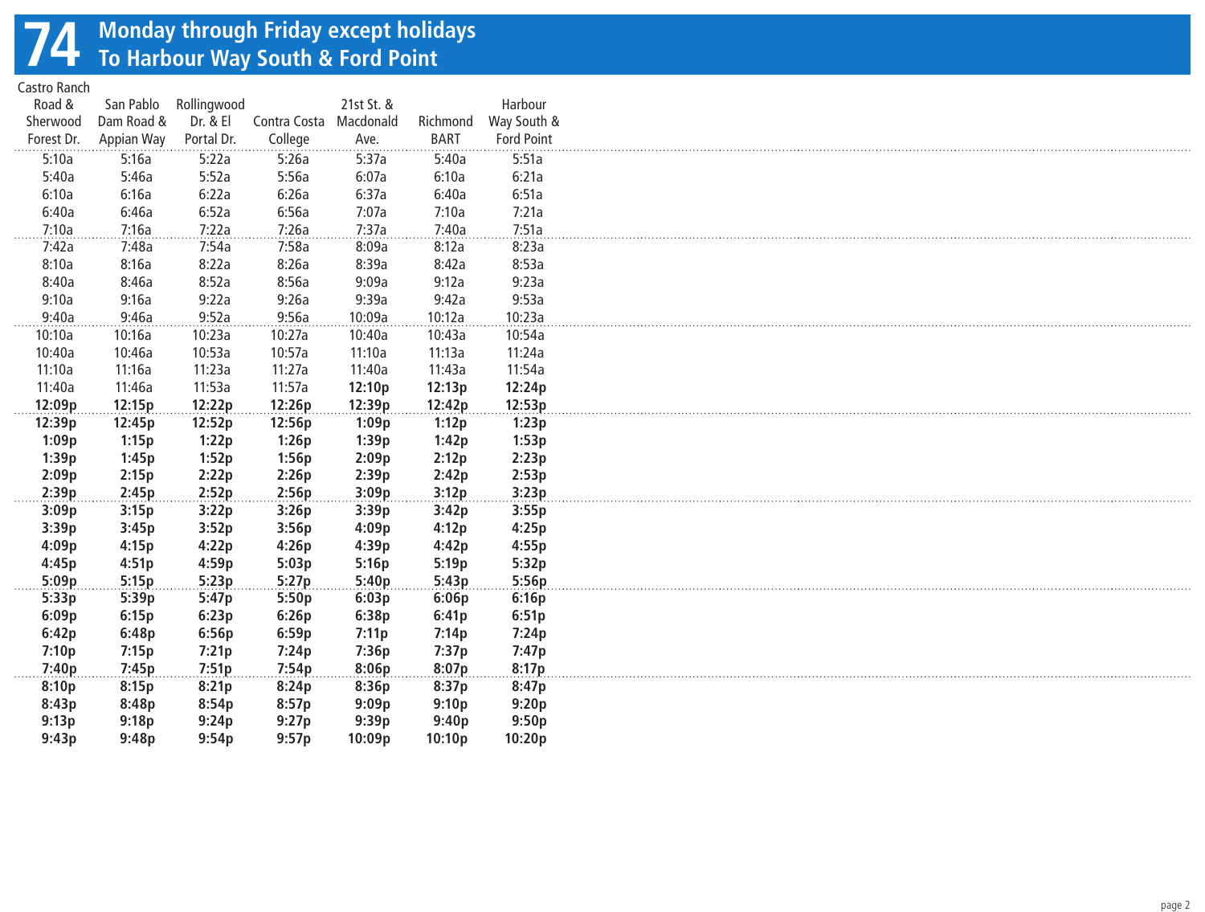# 74 Monday through Friday except holidays
## To Harbour Way South & Ford Point

| Castro Ranch Road & Sherwood Forest Dr. | San Pablo Dam Road & Appian Way | Rollingwood Dr. & El Portal Dr. | Contra Costa College | 21st St. & Macdonald Ave. | Richmond BART | Harbour Way South & Ford Point |
|---|---|---|---|---|---|---|
| 5:10a | 5:16a | 5:22a | 5:26a | 5:37a | 5:40a | 5:51a |
| 5:40a | 5:46a | 5:52a | 5:56a | 6:07a | 6:10a | 6:21a |
| 6:10a | 6:16a | 6:22a | 6:26a | 6:37a | 6:40a | 6:51a |
| 6:40a | 6:46a | 6:52a | 6:56a | 7:07a | 7:10a | 7:21a |
| 7:10a | 7:16a | 7:22a | 7:26a | 7:37a | 7:40a | 7:51a |
| 7:42a | 7:48a | 7:54a | 7:58a | 8:09a | 8:12a | 8:23a |
| 8:10a | 8:16a | 8:22a | 8:26a | 8:39a | 8:42a | 8:53a |
| 8:40a | 8:46a | 8:52a | 8:56a | 9:09a | 9:12a | 9:23a |
| 9:10a | 9:16a | 9:22a | 9:26a | 9:39a | 9:42a | 9:53a |
| 9:40a | 9:46a | 9:52a | 9:56a | 10:09a | 10:12a | 10:23a |
| 10:10a | 10:16a | 10:23a | 10:27a | 10:40a | 10:43a | 10:54a |
| 10:40a | 10:46a | 10:53a | 10:57a | 11:10a | 11:13a | 11:24a |
| 11:10a | 11:16a | 11:23a | 11:27a | 11:40a | 11:43a | 11:54a |
| 11:40a | 11:46a | 11:53a | 11:57a | **12:10p** | **12:13p** | **12:24p** |
| **12:09p** | **12:15p** | **12:22p** | **12:26p** | **12:39p** | **12:42p** | **12:53p** |
| **12:39p** | **12:45p** | **12:52p** | **12:56p** | **1:09p** | **1:12p** | **1:23p** |
| **1:09p** | **1:15p** | **1:22p** | **1:26p** | **1:39p** | **1:42p** | **1:53p** |
| **1:39p** | **1:45p** | **1:52p** | **1:56p** | **2:09p** | **2:12p** | **2:23p** |
| **2:09p** | **2:15p** | **2:22p** | **2:26p** | **2:39p** | **2:42p** | **2:53p** |
| **2:39p** | **2:45p** | **2:52p** | **2:56p** | **3:09p** | **3:12p** | **3:23p** |
| **3:09p** | **3:15p** | **3:22p** | **3:26p** | **3:39p** | **3:42p** | **3:55p** |
| **3:39p** | **3:45p** | **3:52p** | **3:56p** | **4:09p** | **4:12p** | **4:25p** |
| **4:09p** | **4:15p** | **4:22p** | **4:26p** | **4:39p** | **4:42p** | **4:55p** |
| **4:45p** | **4:51p** | **4:59p** | **5:03p** | **5:16p** | **5:19p** | **5:32p** |
| **5:09p** | **5:15p** | **5:23p** | **5:27p** | **5:40p** | **5:43p** | **5:56p** |
| **5:33p** | **5:39p** | **5:47p** | **5:50p** | **6:03p** | **6:06p** | **6:16p** |
| **6:09p** | **6:15p** | **6:23p** | **6:26p** | **6:38p** | **6:41p** | **6:51p** |
| **6:42p** | **6:48p** | **6:56p** | **6:59p** | **7:11p** | **7:14p** | **7:24p** |
| **7:10p** | **7:15p** | **7:21p** | **7:24p** | **7:36p** | **7:37p** | **7:47p** |
| **7:40p** | **7:45p** | **7:51p** | **7:54p** | **8:06p** | **8:07p** | **8:17p** |
| **8:10p** | **8:15p** | **8:21p** | **8:24p** | **8:36p** | **8:37p** | **8:47p** |
| **8:43p** | **8:48p** | **8:54p** | **8:57p** | **9:09p** | **9:10p** | **9:20p** |
| **9:13p** | **9:18p** | **9:24p** | **9:27p** | **9:39p** | **9:40p** | **9:50p** |
| **9:43p** | **9:48p** | **9:54p** | **9:57p** | **10:09p** | **10:10p** | **10:20p** |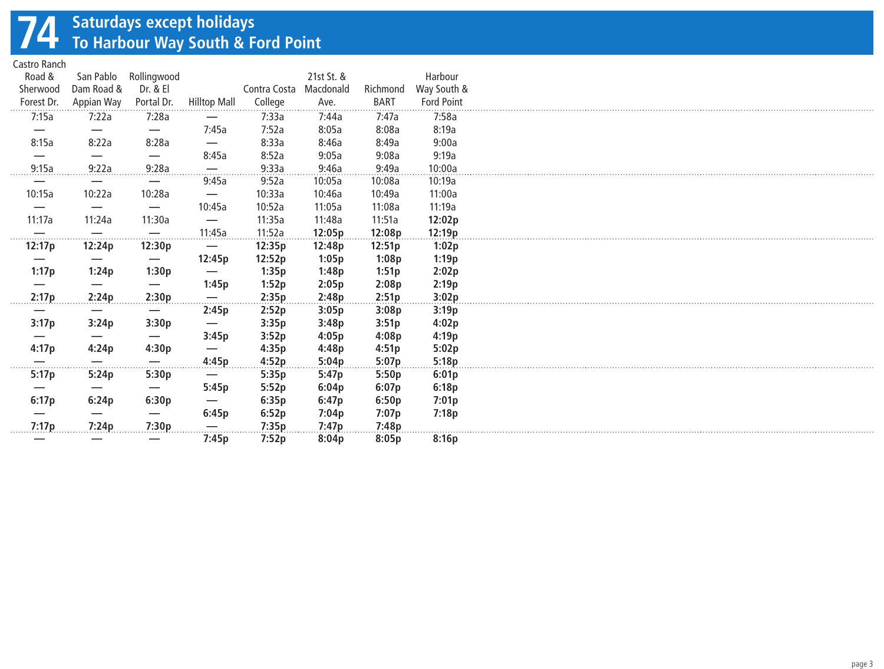# 74 Saturdays except holidays
## To Harbour Way South & Ford Point

| Castro Ranch Road & Sherwood Forest Dr. | San Pablo Dam Road & Appian Way | Rollingwood Dr. & El Portal Dr. | Hilltop Mall | Contra Costa College | 21st St. & Macdonald Ave. | Richmond BART | Harbour Way South & Ford Point |
|---|---|---|---|---|---|---|---|
| 7:15a | 7:22a | 7:28a | — | 7:33a | 7:44a | 7:47a | 7:58a |
| — | — | — | 7:45a | 7:52a | 8:05a | 8:08a | 8:19a |
| 8:15a | 8:22a | 8:28a | — | 8:33a | 8:46a | 8:49a | 9:00a |
| — | — | — | 8:45a | 8:52a | 9:05a | 9:08a | 9:19a |
| 9:15a | 9:22a | 9:28a | — | 9:33a | 9:46a | 9:49a | 10:00a |
| — | — | — | 9:45a | 9:52a | 10:05a | 10:08a | 10:19a |
| 10:15a | 10:22a | 10:28a | — | 10:33a | 10:46a | 10:49a | 11:00a |
| — | — | — | 10:45a | 10:52a | 11:05a | 11:08a | 11:19a |
| 11:17a | 11:24a | 11:30a | — | 11:35a | 11:48a | 11:51a | **12:02p** |
| — | — | — | 11:45a | 11:52a | **12:05p** | **12:08p** | **12:19p** |
| **12:17p** | **12:24p** | **12:30p** | — | **12:35p** | **12:48p** | **12:51p** | **1:02p** |
| — | — | — | **12:45p** | **12:52p** | **1:05p** | **1:08p** | **1:19p** |
| **1:17p** | **1:24p** | **1:30p** | — | **1:35p** | **1:48p** | **1:51p** | **2:02p** |
| — | — | — | **1:45p** | **1:52p** | **2:05p** | **2:08p** | **2:19p** |
| **2:17p** | **2:24p** | **2:30p** | — | **2:35p** | **2:48p** | **2:51p** | **3:02p** |
| — | — | — | **2:45p** | **2:52p** | **3:05p** | **3:08p** | **3:19p** |
| **3:17p** | **3:24p** | **3:30p** | — | **3:35p** | **3:48p** | **3:51p** | **4:02p** |
| — | — | — | **3:45p** | **3:52p** | **4:05p** | **4:08p** | **4:19p** |
| **4:17p** | **4:24p** | **4:30p** | — | **4:35p** | **4:48p** | **4:51p** | **5:02p** |
| — | — | — | **4:45p** | **4:52p** | **5:04p** | **5:07p** | **5:18p** |
| **5:17p** | **5:24p** | **5:30p** | — | **5:35p** | **5:47p** | **5:50p** | **6:01p** |
| — | — | — | **5:45p** | **5:52p** | **6:04p** | **6:07p** | **6:18p** |
| **6:17p** | **6:24p** | **6:30p** | — | **6:35p** | **6:47p** | **6:50p** | **7:01p** |
| — | — | — | **6:45p** | **6:52p** | **7:04p** | **7:07p** | **7:18p** |
| **7:17p** | **7:24p** | **7:30p** | — | **7:35p** | **7:47p** | **7:48p** | |
| — | — | — | **7:45p** | **7:52p** | **8:04p** | **8:05p** | **8:16p** |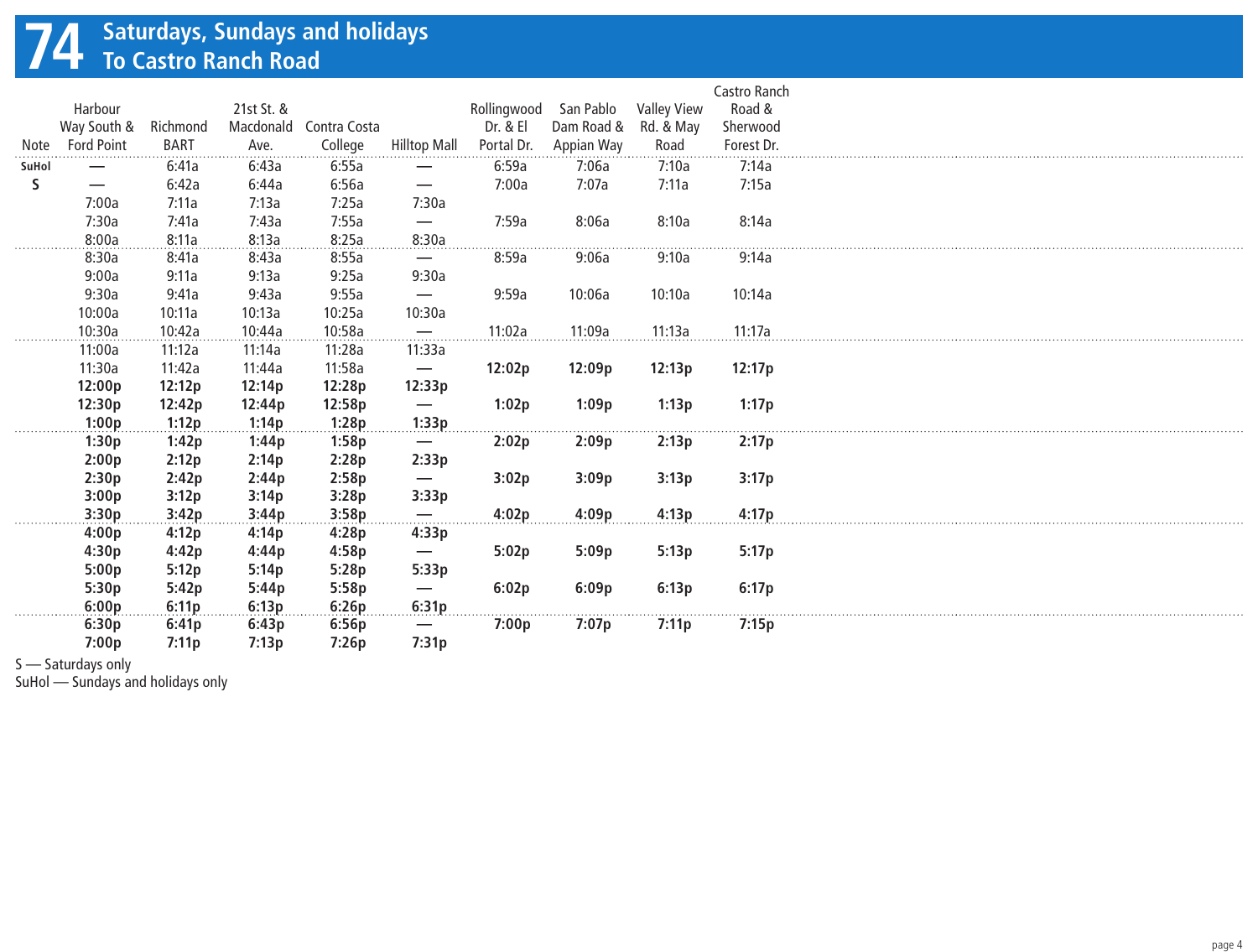# 74 Saturdays, Sundays and holidays
## To Castro Ranch Road

| Note | Harbour Way South & Ford Point | Richmond BART | 21st St. & Macdonald Ave. | Contra Costa College | Hilltop Mall | Rollingwood Dr. & El Portal Dr. | San Pablo Dam Road & Appian Way | Valley View Rd. & May Road | Castro Ranch Road & Sherwood Forest Dr. |
|---|---|---|---|---|---|---|---|---|---|
| SuHol | — | 6:41a | 6:43a | 6:55a | — | 6:59a | 7:06a | 7:10a | 7:14a |
| S | — | 6:42a | 6:44a | 6:56a | — | 7:00a | 7:07a | 7:11a | 7:15a |
| | 7:00a | 7:11a | 7:13a | 7:25a | 7:30a | | | | |
| | 7:30a | 7:41a | 7:43a | 7:55a | — | 7:59a | 8:06a | 8:10a | 8:14a |
| | 8:00a | 8:11a | 8:13a | 8:25a | 8:30a | | | | |
| | 8:30a | 8:41a | 8:43a | 8:55a | — | 8:59a | 9:06a | 9:10a | 9:14a |
| | 9:00a | 9:11a | 9:13a | 9:25a | 9:30a | | | | |
| | 9:30a | 9:41a | 9:43a | 9:55a | — | 9:59a | 10:06a | 10:10a | 10:14a |
| | 10:00a | 10:11a | 10:13a | 10:25a | 10:30a | | | | |
| | 10:30a | 10:42a | 10:44a | 10:58a | — | 11:02a | 11:09a | 11:13a | 11:17a |
| | 11:00a | 11:12a | 11:14a | 11:28a | 11:33a | | | | |
| | 11:30a | 11:42a | 11:44a | 11:58a | — | **12:02p** | **12:09p** | **12:13p** | **12:17p** |
| | **12:00p** | **12:12p** | **12:14p** | **12:28p** | **12:33p** | | | | |
| | **12:30p** | **12:42p** | **12:44p** | **12:58p** | — | **1:02p** | **1:09p** | **1:13p** | **1:17p** |
| | **1:00p** | **1:12p** | **1:14p** | **1:28p** | **1:33p** | | | | |
| | **1:30p** | **1:42p** | **1:44p** | **1:58p** | — | **2:02p** | **2:09p** | **2:13p** | **2:17p** |
| | **2:00p** | **2:12p** | **2:14p** | **2:28p** | **2:33p** | | | | |
| | **2:30p** | **2:42p** | **2:44p** | **2:58p** | — | **3:02p** | **3:09p** | **3:13p** | **3:17p** |
| | **3:00p** | **3:12p** | **3:14p** | **3:28p** | **3:33p** | | | | |
| | **3:30p** | **3:42p** | **3:44p** | **3:58p** | — | **4:02p** | **4:09p** | **4:13p** | **4:17p** |
| | **4:00p** | **4:12p** | **4:14p** | **4:28p** | **4:33p** | | | | |
| | **4:30p** | **4:42p** | **4:44p** | **4:58p** | — | **5:02p** | **5:09p** | **5:13p** | **5:17p** |
| | **5:00p** | **5:12p** | **5:14p** | **5:28p** | **5:33p** | | | | |
| | **5:30p** | **5:42p** | **5:44p** | **5:58p** | — | **6:02p** | **6:09p** | **6:13p** | **6:17p** |
| | **6:00p** | **6:11p** | **6:13p** | **6:26p** | **6:31p** | | | | |
| | **6:30p** | **6:41p** | **6:43p** | **6:56p** | — | **7:00p** | **7:07p** | **7:11p** | **7:15p** |
| | **7:00p** | **7:11p** | **7:13p** | **7:26p** | **7:31p** | | | | |

S — Saturdays only
SuHol — Sundays and holidays only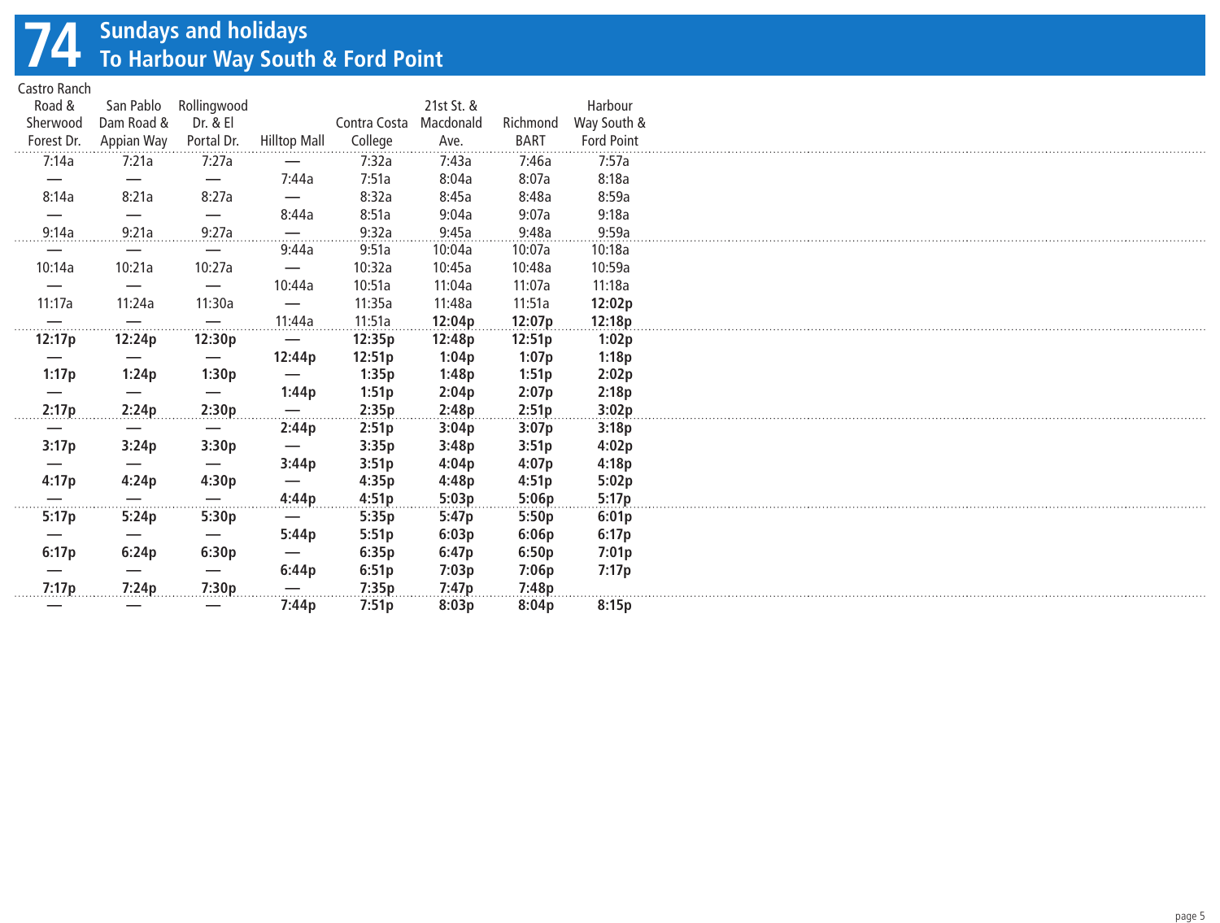# 74 Sundays and holidays
## To Harbour Way South & Ford Point

| Castro Ranch Road & Sherwood Forest Dr. | San Pablo Dam Road & Appian Way | Rollingwood Dr. & El Portal Dr. | Hilltop Mall | Contra Costa College | 21st St. & Macdonald Ave. | Richmond BART | Harbour Way South & Ford Point |
|---|---|---|---|---|---|---|---|
| 7:14a | 7:21a | 7:27a | — | 7:32a | 7:43a | 7:46a | 7:57a |
| — | — | — | 7:44a | 7:51a | 8:04a | 8:07a | 8:18a |
| 8:14a | 8:21a | 8:27a | — | 8:32a | 8:45a | 8:48a | 8:59a |
| — | — | — | 8:44a | 8:51a | 9:04a | 9:07a | 9:18a |
| 9:14a | 9:21a | 9:27a | — | 9:32a | 9:45a | 9:48a | 9:59a |
| — | — | — | 9:44a | 9:51a | 10:04a | 10:07a | 10:18a |
| 10:14a | 10:21a | 10:27a | — | 10:32a | 10:45a | 10:48a | 10:59a |
| — | — | — | 10:44a | 10:51a | 11:04a | 11:07a | 11:18a |
| 11:17a | 11:24a | 11:30a | — | 11:35a | 11:48a | 11:51a | **12:02p** |
| — | — | — | 11:44a | 11:51a | **12:04p** | **12:07p** | **12:18p** |
| **12:17p** | **12:24p** | **12:30p** | — | **12:35p** | **12:48p** | **12:51p** | **1:02p** |
| — | — | — | **12:44p** | **12:51p** | **1:04p** | **1:07p** | **1:18p** |
| **1:17p** | **1:24p** | **1:30p** | — | **1:35p** | **1:48p** | **1:51p** | **2:02p** |
| — | — | — | **1:44p** | **1:51p** | **2:04p** | **2:07p** | **2:18p** |
| **2:17p** | **2:24p** | **2:30p** | — | **2:35p** | **2:48p** | **2:51p** | **3:02p** |
| — | — | — | **2:44p** | **2:51p** | **3:04p** | **3:07p** | **3:18p** |
| **3:17p** | **3:24p** | **3:30p** | — | **3:35p** | **3:48p** | **3:51p** | **4:02p** |
| — | — | — | **3:44p** | **3:51p** | **4:04p** | **4:07p** | **4:18p** |
| **4:17p** | **4:24p** | **4:30p** | — | **4:35p** | **4:48p** | **4:51p** | **5:02p** |
| — | — | — | **4:44p** | **4:51p** | **5:03p** | **5:06p** | **5:17p** |
| **5:17p** | **5:24p** | **5:30p** | — | **5:35p** | **5:47p** | **5:50p** | **6:01p** |
| — | — | — | **5:44p** | **5:51p** | **6:03p** | **6:06p** | **6:17p** |
| **6:17p** | **6:24p** | **6:30p** | — | **6:35p** | **6:47p** | **6:50p** | **7:01p** |
| — | — | — | **6:44p** | **6:51p** | **7:03p** | **7:06p** | **7:17p** |
| **7:17p** | **7:24p** | **7:30p** | — | **7:35p** | **7:47p** | **7:48p** | |
| — | — | — | **7:44p** | **7:51p** | **8:03p** | **8:04p** | **8:15p** |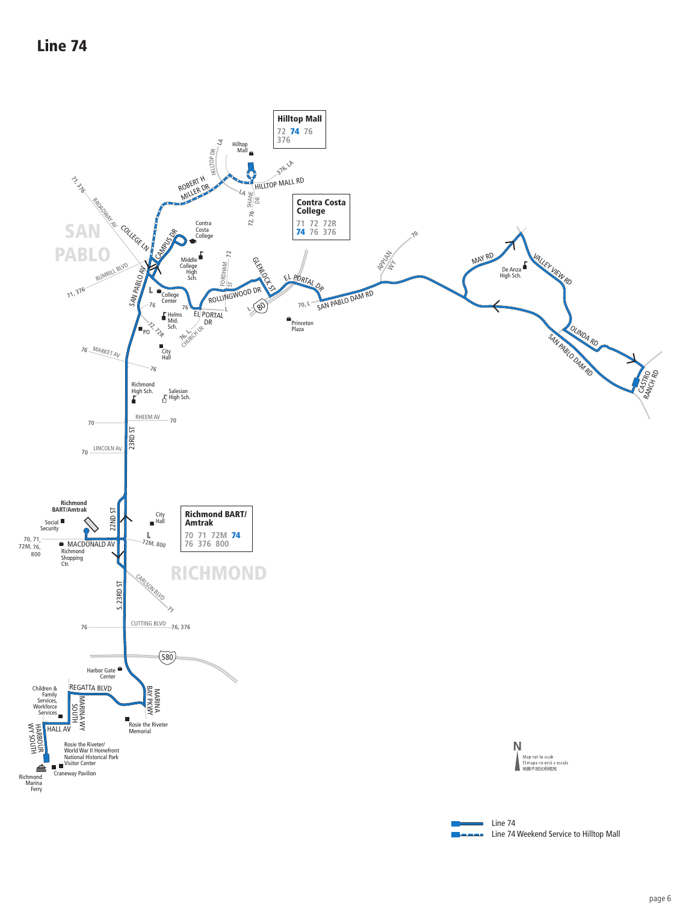# Line 74

**Hilltop Mall**
72 **74** 76
376

**Contra Costa College**
71 72 72R
**74** 76 376

**Richmond BART/ Amtrak**
70 71 72M **74**
76 376 800

SAN PABLO

RICHMOND

Hilltop Mall
HILLTOP DR
LA
376, LA
HILLTOP MALL RD
ROBERT H MILLER DR
SHANE DR
72, 76
71, 376
BROADWAY AV
COLLEGE LN
CAMPUS DR
Contra Costa College
Middle College High Sch.
FORDHAM ST
72
GLENLOCK ST
EL PORTAL DR
APPIAN WY
70
MAY RD
VALLEY VIEW RD
De Anza High Sch.
RUMRILL BLVD
SAN PABLO AV
71, 376
College Center
ROLLINGWOOD DR
L
80
70, L
SAN PABLO DAM RD
Princeton Plaza
OLINDA RD
SAN PABLO DAM RD
CASTRO RANCH RD
76
Helms Mid. Sch.
EL PORTAL DR
76, L
CHURCH LN
72, 72R
PO
76
MARKET AV
City Hall
76
Richmond High Sch.
Salesian High Sch.
70
RHEEM AV
70
70
LINCOLN AV
23RD ST
Richmond BART/Amtrak
Social Security
22ND ST
City Hall
L
72M, 800
70, 71, 72M, 76, 800
MACDONALD AV
Richmond Shopping Ctr.
S. 23RD ST
CARLSON BLVD
71
76
CUTTING BLVD
76, 376
580
Harbor Gate Center
Children & Family Services, Workforce Services
REGATTA BLVD
MARINA WY SOUTH
MARINA BAY PKWY
Rosie the Riveter Memorial
HALL AV
HARBOUR WY SOUTH
Rosie the Riveter/ World War II Homefront National Historical Park Visitor Center
Craneway Pavilion
Richmond Marina Ferry

N
Map not to scale
El mapa no está a escala
地圖不按比例繪牧

Line 74
Line 74 Weekend Service to Hilltop Mall